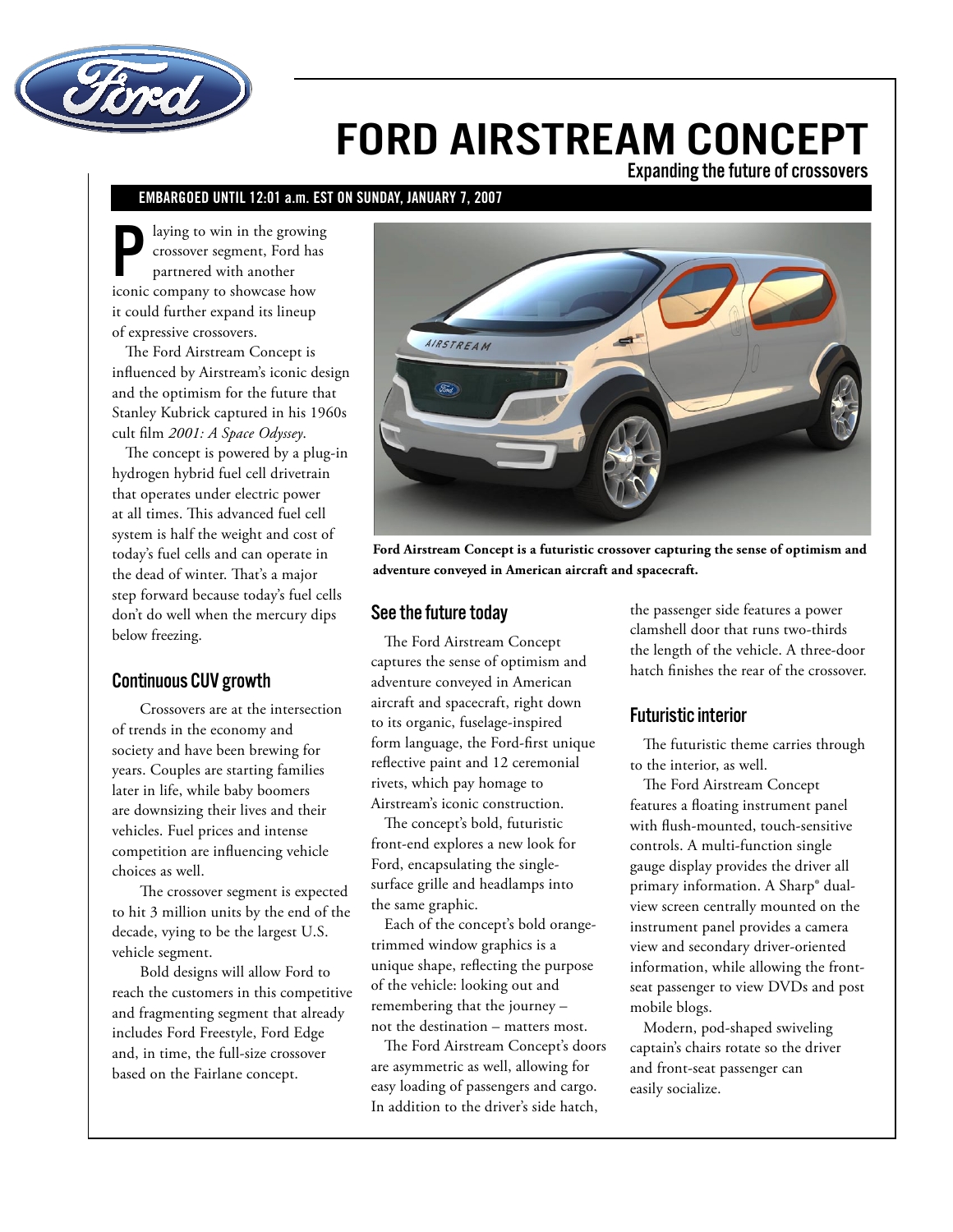# FORD AIRSTREAM CONCEPT

**Expanding the future of crossovers**

**EMBARGOED UNTIL 12:01 a.m. EST ON SUNDAY, JANUARY 7, 2007**

Playing to win in the growing crossover segment, Ford has partnered with another iconic company to showcase how it could further expand its lineup of expressive crossovers.

The Ford Airstream Concept is influenced by Airstream's iconic design and the optimism for the future that Stanley Kubrick captured in his 1960s cult film *2001: A Space Odyssey*.

The concept is powered by a plug-in hydrogen hybrid fuel cell drivetrain that operates under electric power at all times. This advanced fuel cell system is half the weight and cost of today's fuel cells and can operate in the dead of winter. That's a major step forward because today's fuel cells don't do well when the mercury dips below freezing.

## Continuous CUV growth

Crossovers are at the intersection of trends in the economy and society and have been brewing for years. Couples are starting families later in life, while baby boomers are downsizing their lives and their vehicles. Fuel prices and intense competition are influencing vehicle choices as well.

The crossover segment is expected to hit 3 million units by the end of the decade, vying to be the largest U.S. vehicle segment.

Bold designs will allow Ford to reach the customers in this competitive and fragmenting segment that already includes Ford Freestyle, Ford Edge and, in time, the full-size crossover based on the Fairlane concept.

**Ford Airstream Concept is a futuristic crossover capturing the sense of optimism and adventure conveyed in American aircraft and spacecraft.**

## See the future today

The Ford Airstream Concept captures the sense of optimism and adventure conveyed in American aircraft and spacecraft, right down to its organic, fuselage-inspired form language, the Ford-first unique reflective paint and 12 ceremonial rivets, which pay homage to Airstream's iconic construction.

The concept's bold, futuristic front-end explores a new look for Ford, encapsulating the single-surface grille and headlamps into the same graphic.

Each of the concept's bold orange-trimmed window graphics is a unique shape, reflecting the purpose of the vehicle: looking out and remembering that the journey – not the destination – matters most.

The Ford Airstream Concept's doors are asymmetric as well, allowing for easy loading of passengers and cargo. In addition to the driver's side hatch, the passenger side features a power clamshell door that runs two-thirds the length of the vehicle. A three-door hatch finishes the rear of the crossover.

## Futuristic interior

The futuristic theme carries through to the interior, as well.

The Ford Airstream Concept features a floating instrument panel with flush-mounted, touch-sensitive controls. A multi-function single gauge display provides the driver all primary information. A Sharp® dual-view screen centrally mounted on the instrument panel provides a camera view and secondary driver-oriented information, while allowing the front-seat passenger to view DVDs and post mobile blogs.

Modern, pod-shaped swiveling captain's chairs rotate so the driver and front-seat passenger can easily socialize.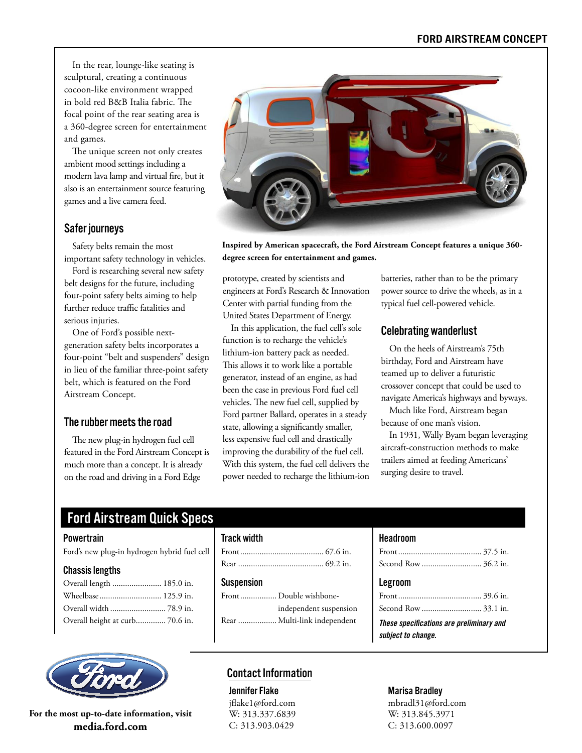In the rear, lounge-like seating is sculptural, creating a continuous cocoon-like environment wrapped in bold red B&B Italia fabric. The focal point of the rear seating area is a 360-degree screen for entertainment and games.

The unique screen not only creates ambient mood settings including a modern lava lamp and virtual fire, but it also is an entertainment source featuring games and a live camera feed.

## Safer journeys

Safety belts remain the most important safety technology in vehicles.

Ford is researching several new safety belt designs for the future, including four-point safety belts aiming to help further reduce traffic fatalities and serious injuries.

One of Ford's possible next-generation safety belts incorporates a four-point "belt and suspenders" design in lieu of the familiar three-point safety belt, which is featured on the Ford Airstream Concept.

## The rubber meets the road

The new plug-in hydrogen fuel cell featured in the Ford Airstream Concept is much more than a concept. It is already on the road and driving in a Ford Edge prototype, created by scientists and engineers at Ford's Research & Innovation Center with partial funding from the United States Department of Energy.

In this application, the fuel cell's sole function is to recharge the vehicle's lithium-ion battery pack as needed. This allows it to work like a portable generator, instead of an engine, as had been the case in previous Ford fuel cell vehicles. The new fuel cell, supplied by Ford partner Ballard, operates in a steady state, allowing a significantly smaller, less expensive fuel cell and drastically improving the durability of the fuel cell. With this system, the fuel cell delivers the power needed to recharge the lithium-ion batteries, rather than to be the primary power source to drive the wheels, as in a typical fuel cell-powered vehicle.

**Inspired by American spacecraft, the Ford Airstream Concept features a unique 360-degree screen for entertainment and games.**

## Celebrating wanderlust

On the heels of Airstream's 75th birthday, Ford and Airstream have teamed up to deliver a futuristic crossover concept that could be used to navigate America's highways and byways.

Much like Ford, Airstream began because of one man's vision.

In 1931, Wally Byam began leveraging aircraft-construction methods to make trailers aimed at feeding Americans' surging desire to travel.

## Ford Airstream Quick Specs

### Powertrain

Ford's new plug-in hydrogen hybrid fuel cell

### Chassis lengths

| | |
|---|---|
| Overall length | 185.0 in. |
| Wheelbase | 125.9 in. |
| Overall width | 78.9 in. |
| Overall height at curb | 70.6 in. |

### Track width

| | |
|---|---|
| Front | 67.6 in. |
| Rear | 69.2 in. |

### Suspension

| | |
|---|---|
| Front | Double wishbone-independent suspension |
| Rear | Multi-link independent |

### Headroom

| | |
|---|---|
| Front | 37.5 in. |
| Second Row | 36.2 in. |

### Legroom

| | |
|---|---|
| Front | 39.6 in. |
| Second Row | 33.1 in. |

***These specifications are preliminary and subject to change.***

**For the most up-to-date information, visit media.ford.com**

## Contact Information

**Jennifer Flake**
jflake1@ford.com
W: 313.337.6839
C: 313.903.0429

**Marisa Bradley**
mbradl31@ford.com
W: 313.845.3971
C: 313.600.0097